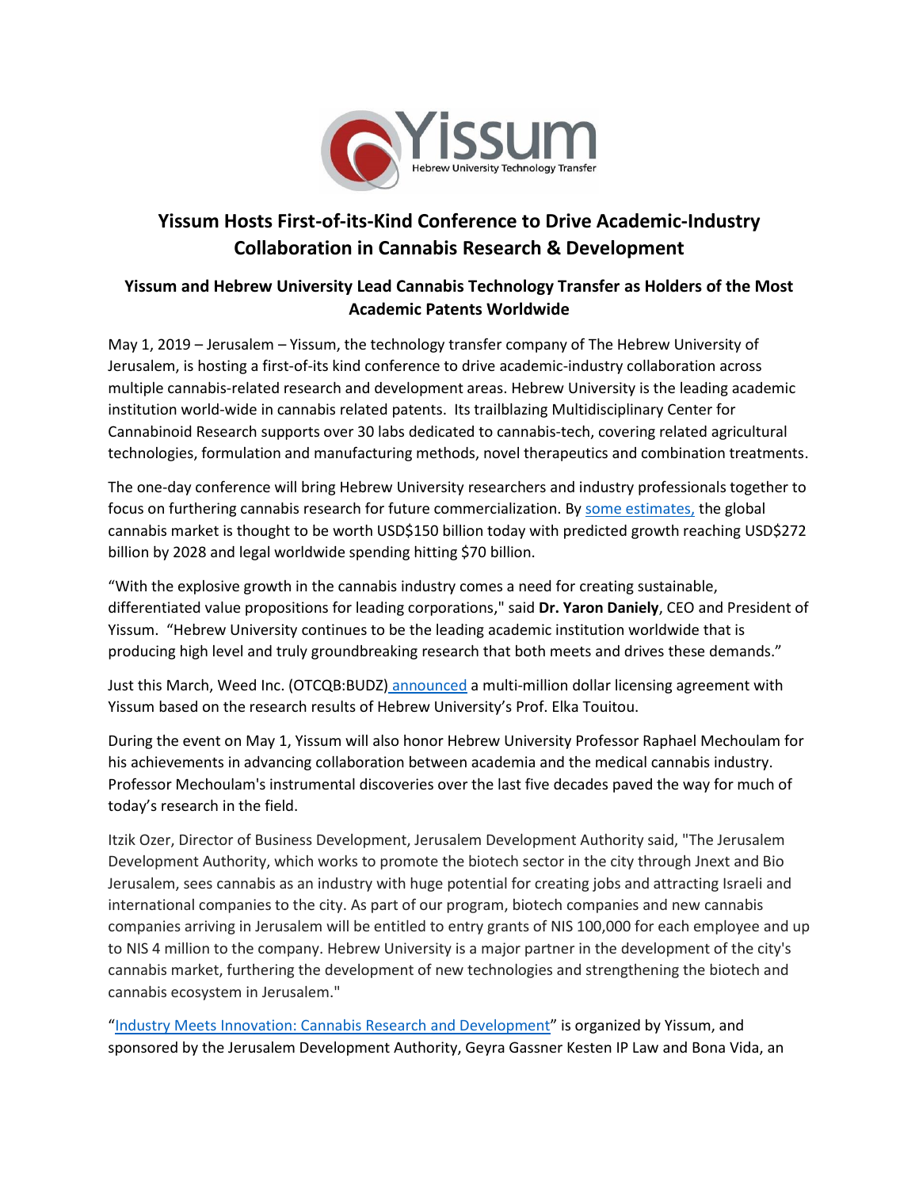# Yissum Hosts First-of-its-Kind Conference to Drive Academic-Industry Collaboration in Cannabis Research & Development

## Yissum and Hebrew University Lead Cannabis Technology Transfer as Holders of the Most Academic Patents Worldwide

May 1, 2019 – Jerusalem – Yissum, the technology transfer company of The Hebrew University of Jerusalem, is hosting a first-of-its kind conference to drive academic-industry collaboration across multiple cannabis-related research and development areas. Hebrew University is the leading academic institution world-wide in cannabis related patents. Its trailblazing Multidisciplinary Center for Cannabinoid Research supports over 30 labs dedicated to cannabis-tech, covering related agricultural technologies, formulation and manufacturing methods, novel therapeutics and combination treatments.

The one-day conference will bring Hebrew University researchers and industry professionals together to focus on furthering cannabis research for future commercialization. By some estimates, the global cannabis market is thought to be worth USD$150 billion today with predicted growth reaching USD$272 billion by 2028 and legal worldwide spending hitting $70 billion.

"With the explosive growth in the cannabis industry comes a need for creating sustainable, differentiated value propositions for leading corporations," said **Dr. Yaron Daniely**, CEO and President of Yissum. "Hebrew University continues to be the leading academic institution worldwide that is producing high level and truly groundbreaking research that both meets and drives these demands."

Just this March, Weed Inc. (OTCQB:BUDZ) announced a multi-million dollar licensing agreement with Yissum based on the research results of Hebrew University's Prof. Elka Touitou.

During the event on May 1, Yissum will also honor Hebrew University Professor Raphael Mechoulam for his achievements in advancing collaboration between academia and the medical cannabis industry. Professor Mechoulam's instrumental discoveries over the last five decades paved the way for much of today's research in the field.

Itzik Ozer, Director of Business Development, Jerusalem Development Authority said, "The Jerusalem Development Authority, which works to promote the biotech sector in the city through Jnext and Bio Jerusalem, sees cannabis as an industry with huge potential for creating jobs and attracting Israeli and international companies to the city. As part of our program, biotech companies and new cannabis companies arriving in Jerusalem will be entitled to entry grants of NIS 100,000 for each employee and up to NIS 4 million to the company. Hebrew University is a major partner in the development of the city's cannabis market, furthering the development of new technologies and strengthening the biotech and cannabis ecosystem in Jerusalem."

"Industry Meets Innovation: Cannabis Research and Development" is organized by Yissum, and sponsored by the Jerusalem Development Authority, Geyra Gassner Kesten IP Law and Bona Vida, an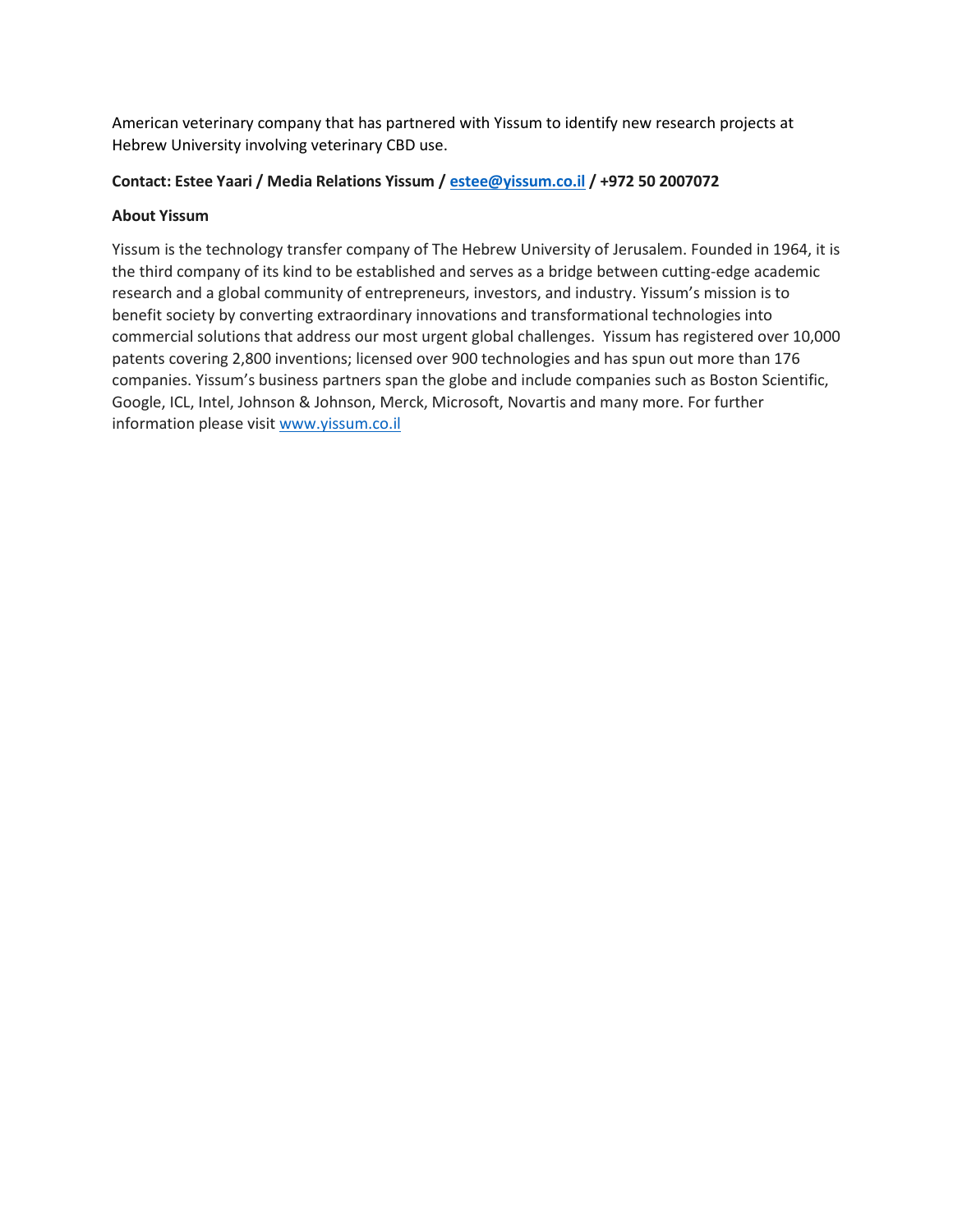American veterinary company that has partnered with Yissum to identify new research projects at Hebrew University involving veterinary CBD use.

**Contact: Estee Yaari / Media Relations Yissum / [estee@yissum.co.il](mailto:estee@yissum.co.il) / +972 50 2007072**

**About Yissum**

Yissum is the technology transfer company of The Hebrew University of Jerusalem. Founded in 1964, it is the third company of its kind to be established and serves as a bridge between cutting-edge academic research and a global community of entrepreneurs, investors, and industry. Yissum's mission is to benefit society by converting extraordinary innovations and transformational technologies into commercial solutions that address our most urgent global challenges. Yissum has registered over 10,000 patents covering 2,800 inventions; licensed over 900 technologies and has spun out more than 176 companies. Yissum's business partners span the globe and include companies such as Boston Scientific, Google, ICL, Intel, Johnson & Johnson, Merck, Microsoft, Novartis and many more. For further information please visit [www.yissum.co.il](http://www.yissum.co.il)